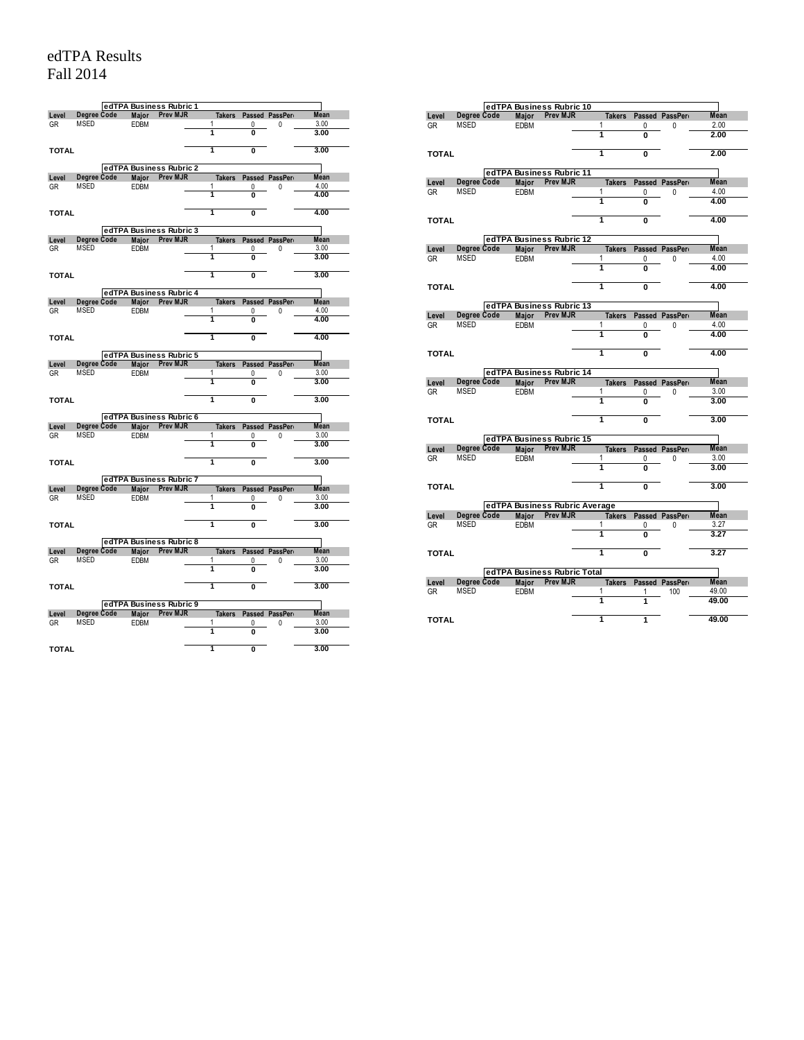# edTPA Results
## Fall 2014

### edTPA Business Rubric 1

| Level | Degree Code | Major | Prev MJR | Takers | Passed | PassPer | Mean |
|---|---|---|---|---|---|---|---|
| GR | MSED | EDBM | | 1 | 0 | 0 | 3.00 |
| | | | | **1** | **0** | | **3.00** |
| **TOTAL** | | | | **1** | **0** | | **3.00** |

### edTPA Business Rubric 2

| Level | Degree Code | Major | Prev MJR | Takers | Passed | PassPer | Mean |
|---|---|---|---|---|---|---|---|
| GR | MSED | EDBM | | 1 | 0 | 0 | 4.00 |
| | | | | **1** | **0** | | **4.00** |
| **TOTAL** | | | | **1** | **0** | | **4.00** |

### edTPA Business Rubric 3

| Level | Degree Code | Major | Prev MJR | Takers | Passed | PassPer | Mean |
|---|---|---|---|---|---|---|---|
| GR | MSED | EDBM | | 1 | 0 | 0 | 3.00 |
| | | | | **1** | **0** | | **3.00** |
| **TOTAL** | | | | **1** | **0** | | **3.00** |

### edTPA Business Rubric 4

| Level | Degree Code | Major | Prev MJR | Takers | Passed | PassPer | Mean |
|---|---|---|---|---|---|---|---|
| GR | MSED | EDBM | | 1 | 0 | 0 | 4.00 |
| | | | | **1** | **0** | | **4.00** |
| **TOTAL** | | | | **1** | **0** | | **4.00** |

### edTPA Business Rubric 5

| Level | Degree Code | Major | Prev MJR | Takers | Passed | PassPer | Mean |
|---|---|---|---|---|---|---|---|
| GR | MSED | EDBM | | 1 | 0 | 0 | 3.00 |
| | | | | **1** | **0** | | **3.00** |
| **TOTAL** | | | | **1** | **0** | | **3.00** |

### edTPA Business Rubric 6

| Level | Degree Code | Major | Prev MJR | Takers | Passed | PassPer | Mean |
|---|---|---|---|---|---|---|---|
| GR | MSED | EDBM | | 1 | 0 | 0 | 3.00 |
| | | | | **1** | **0** | | **3.00** |
| **TOTAL** | | | | **1** | **0** | | **3.00** |

### edTPA Business Rubric 7

| Level | Degree Code | Major | Prev MJR | Takers | Passed | PassPer | Mean |
|---|---|---|---|---|---|---|---|
| GR | MSED | EDBM | | 1 | 0 | 0 | 3.00 |
| | | | | **1** | **0** | | **3.00** |
| **TOTAL** | | | | **1** | **0** | | **3.00** |

### edTPA Business Rubric 8

| Level | Degree Code | Major | Prev MJR | Takers | Passed | PassPer | Mean |
|---|---|---|---|---|---|---|---|
| GR | MSED | EDBM | | 1 | 0 | 0 | 3.00 |
| | | | | **1** | **0** | | **3.00** |
| **TOTAL** | | | | **1** | **0** | | **3.00** |

### edTPA Business Rubric 9

| Level | Degree Code | Major | Prev MJR | Takers | Passed | PassPer | Mean |
|---|---|---|---|---|---|---|---|
| GR | MSED | EDBM | | 1 | 0 | 0 | 3.00 |
| | | | | **1** | **0** | | **3.00** |
| **TOTAL** | | | | **1** | **0** | | **3.00** |

### edTPA Business Rubric 10

| Level | Degree Code | Major | Prev MJR | Takers | Passed | PassPer | Mean |
|---|---|---|---|---|---|---|---|
| GR | MSED | EDBM | | 1 | 0 | 0 | 2.00 |
| | | | | **1** | **0** | | **2.00** |
| **TOTAL** | | | | **1** | **0** | | **2.00** |

### edTPA Business Rubric 11

| Level | Degree Code | Major | Prev MJR | Takers | Passed | PassPer | Mean |
|---|---|---|---|---|---|---|---|
| GR | MSED | EDBM | | 1 | 0 | 0 | 4.00 |
| | | | | **1** | **0** | | **4.00** |
| **TOTAL** | | | | **1** | **0** | | **4.00** |

### edTPA Business Rubric 12

| Level | Degree Code | Major | Prev MJR | Takers | Passed | PassPer | Mean |
|---|---|---|---|---|---|---|---|
| GR | MSED | EDBM | | 1 | 0 | 0 | 4.00 |
| | | | | **1** | **0** | | **4.00** |
| **TOTAL** | | | | **1** | **0** | | **4.00** |

### edTPA Business Rubric 13

| Level | Degree Code | Major | Prev MJR | Takers | Passed | PassPer | Mean |
|---|---|---|---|---|---|---|---|
| GR | MSED | EDBM | | 1 | 0 | 0 | 4.00 |
| | | | | **1** | **0** | | **4.00** |
| **TOTAL** | | | | **1** | **0** | | **4.00** |

### edTPA Business Rubric 14

| Level | Degree Code | Major | Prev MJR | Takers | Passed | PassPer | Mean |
|---|---|---|---|---|---|---|---|
| GR | MSED | EDBM | | 1 | 0 | 0 | 3.00 |
| | | | | **1** | **0** | | **3.00** |
| **TOTAL** | | | | **1** | **0** | | **3.00** |

### edTPA Business Rubric 15

| Level | Degree Code | Major | Prev MJR | Takers | Passed | PassPer | Mean |
|---|---|---|---|---|---|---|---|
| GR | MSED | EDBM | | 1 | 0 | 0 | 3.00 |
| | | | | **1** | **0** | | **3.00** |
| **TOTAL** | | | | **1** | **0** | | **3.00** |

### edTPA Business Rubric Average

| Level | Degree Code | Major | Prev MJR | Takers | Passed | PassPer | Mean |
|---|---|---|---|---|---|---|---|
| GR | MSED | EDBM | | 1 | 0 | 0 | 3.27 |
| | | | | **1** | **0** | | **3.27** |
| **TOTAL** | | | | **1** | **0** | | **3.27** |

### edTPA Business Rubric Total

| Level | Degree Code | Major | Prev MJR | Takers | Passed | PassPer | Mean |
|---|---|---|---|---|---|---|---|
| GR | MSED | EDBM | | 1 | 1 | 100 | 49.00 |
| | | | | **1** | **1** | | **49.00** |
| **TOTAL** | | | | **1** | **1** | | **49.00** |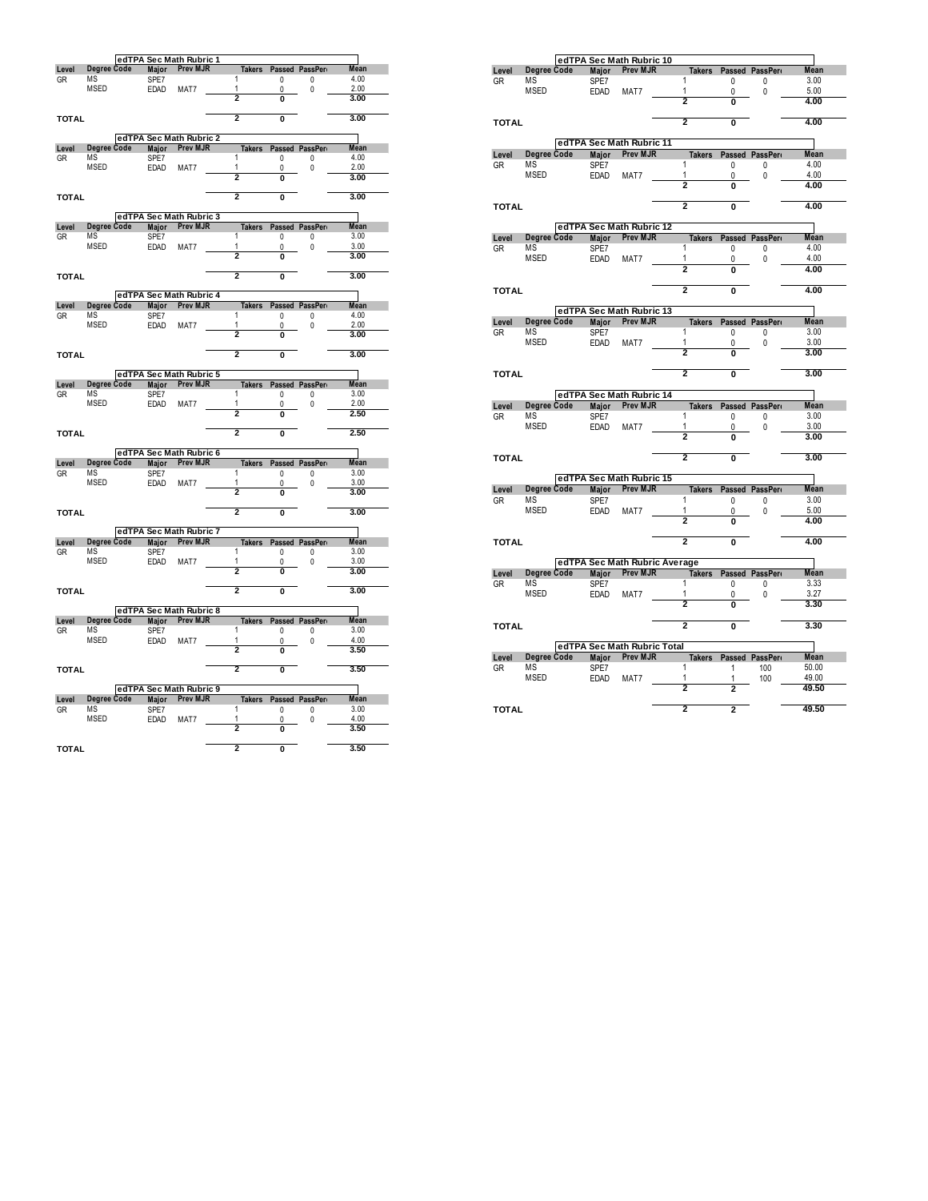## edTPA Sec Math Rubric 1

| Level | Degree Code | Major | Prev MJR | Takers | Passed | PassPer | Mean |
|---|---|---|---|---|---|---|---|
| GR | MS | SPE7 | | 1 | 0 | 0 | 4.00 |
| | MSED | EDAD | MAT7 | 1 | 0 | 0 | 2.00 |
| | | | | **2** | **0** | | **3.00** |
| **TOTAL** | | | | **2** | **0** | | **3.00** |

## edTPA Sec Math Rubric 2

| Level | Degree Code | Major | Prev MJR | Takers | Passed | PassPer | Mean |
|---|---|---|---|---|---|---|---|
| GR | MS | SPE7 | | 1 | 0 | 0 | 4.00 |
| | MSED | EDAD | MAT7 | 1 | 0 | 0 | 2.00 |
| | | | | **2** | **0** | | **3.00** |
| **TOTAL** | | | | **2** | **0** | | **3.00** |

## edTPA Sec Math Rubric 3

| Level | Degree Code | Major | Prev MJR | Takers | Passed | PassPer | Mean |
|---|---|---|---|---|---|---|---|
| GR | MS | SPE7 | | 1 | 0 | 0 | 3.00 |
| | MSED | EDAD | MAT7 | 1 | 0 | 0 | 3.00 |
| | | | | **2** | **0** | | **3.00** |
| **TOTAL** | | | | **2** | **0** | | **3.00** |

## edTPA Sec Math Rubric 4

| Level | Degree Code | Major | Prev MJR | Takers | Passed | PassPer | Mean |
|---|---|---|---|---|---|---|---|
| GR | MS | SPE7 | | 1 | 0 | 0 | 4.00 |
| | MSED | EDAD | MAT7 | 1 | 0 | 0 | 2.00 |
| | | | | **2** | **0** | | **3.00** |
| **TOTAL** | | | | **2** | **0** | | **3.00** |

## edTPA Sec Math Rubric 5

| Level | Degree Code | Major | Prev MJR | Takers | Passed | PassPer | Mean |
|---|---|---|---|---|---|---|---|
| GR | MS | SPE7 | | 1 | 0 | 0 | 3.00 |
| | MSED | EDAD | MAT7 | 1 | 0 | 0 | 2.00 |
| | | | | **2** | **0** | | **2.50** |
| **TOTAL** | | | | **2** | **0** | | **2.50** |

## edTPA Sec Math Rubric 6

| Level | Degree Code | Major | Prev MJR | Takers | Passed | PassPer | Mean |
|---|---|---|---|---|---|---|---|
| GR | MS | SPE7 | | 1 | 0 | 0 | 3.00 |
| | MSED | EDAD | MAT7 | 1 | 0 | 0 | 3.00 |
| | | | | **2** | **0** | | **3.00** |
| **TOTAL** | | | | **2** | **0** | | **3.00** |

## edTPA Sec Math Rubric 7

| Level | Degree Code | Major | Prev MJR | Takers | Passed | PassPer | Mean |
|---|---|---|---|---|---|---|---|
| GR | MS | SPE7 | | 1 | 0 | 0 | 3.00 |
| | MSED | EDAD | MAT7 | 1 | 0 | 0 | 3.00 |
| | | | | **2** | **0** | | **3.00** |
| **TOTAL** | | | | **2** | **0** | | **3.00** |

## edTPA Sec Math Rubric 8

| Level | Degree Code | Major | Prev MJR | Takers | Passed | PassPer | Mean |
|---|---|---|---|---|---|---|---|
| GR | MS | SPE7 | | 1 | 0 | 0 | 3.00 |
| | MSED | EDAD | MAT7 | 1 | 0 | 0 | 4.00 |
| | | | | **2** | **0** | | **3.50** |
| **TOTAL** | | | | **2** | **0** | | **3.50** |

## edTPA Sec Math Rubric 9

| Level | Degree Code | Major | Prev MJR | Takers | Passed | PassPer | Mean |
|---|---|---|---|---|---|---|---|
| GR | MS | SPE7 | | 1 | 0 | 0 | 3.00 |
| | MSED | EDAD | MAT7 | 1 | 0 | 0 | 4.00 |
| | | | | **2** | **0** | | **3.50** |
| **TOTAL** | | | | **2** | **0** | | **3.50** |

## edTPA Sec Math Rubric 10

| Level | Degree Code | Major | Prev MJR | Takers | Passed | PassPer | Mean |
|---|---|---|---|---|---|---|---|
| GR | MS | SPE7 | | 1 | 0 | 0 | 3.00 |
| | MSED | EDAD | MAT7 | 1 | 0 | 0 | 5.00 |
| | | | | **2** | **0** | | **4.00** |
| **TOTAL** | | | | **2** | **0** | | **4.00** |

## edTPA Sec Math Rubric 11

| Level | Degree Code | Major | Prev MJR | Takers | Passed | PassPer | Mean |
|---|---|---|---|---|---|---|---|
| GR | MS | SPE7 | | 1 | 0 | 0 | 4.00 |
| | MSED | EDAD | MAT7 | 1 | 0 | 0 | 4.00 |
| | | | | **2** | **0** | | **4.00** |
| **TOTAL** | | | | **2** | **0** | | **4.00** |

## edTPA Sec Math Rubric 12

| Level | Degree Code | Major | Prev MJR | Takers | Passed | PassPer | Mean |
|---|---|---|---|---|---|---|---|
| GR | MS | SPE7 | | 1 | 0 | 0 | 4.00 |
| | MSED | EDAD | MAT7 | 1 | 0 | 0 | 4.00 |
| | | | | **2** | **0** | | **4.00** |
| **TOTAL** | | | | **2** | **0** | | **4.00** |

## edTPA Sec Math Rubric 13

| Level | Degree Code | Major | Prev MJR | Takers | Passed | PassPer | Mean |
|---|---|---|---|---|---|---|---|
| GR | MS | SPE7 | | 1 | 0 | 0 | 3.00 |
| | MSED | EDAD | MAT7 | 1 | 0 | 0 | 3.00 |
| | | | | **2** | **0** | | **3.00** |
| **TOTAL** | | | | **2** | **0** | | **3.00** |

## edTPA Sec Math Rubric 14

| Level | Degree Code | Major | Prev MJR | Takers | Passed | PassPer | Mean |
|---|---|---|---|---|---|---|---|
| GR | MS | SPE7 | | 1 | 0 | 0 | 3.00 |
| | MSED | EDAD | MAT7 | 1 | 0 | 0 | 3.00 |
| | | | | **2** | **0** | | **3.00** |
| **TOTAL** | | | | **2** | **0** | | **3.00** |

## edTPA Sec Math Rubric 15

| Level | Degree Code | Major | Prev MJR | Takers | Passed | PassPer | Mean |
|---|---|---|---|---|---|---|---|
| GR | MS | SPE7 | | 1 | 0 | 0 | 3.00 |
| | MSED | EDAD | MAT7 | 1 | 0 | 0 | 5.00 |
| | | | | **2** | **0** | | **4.00** |
| **TOTAL** | | | | **2** | **0** | | **4.00** |

## edTPA Sec Math Rubric Average

| Level | Degree Code | Major | Prev MJR | Takers | Passed | PassPer | Mean |
|---|---|---|---|---|---|---|---|
| GR | MS | SPE7 | | 1 | 0 | 0 | 3.33 |
| | MSED | EDAD | MAT7 | 1 | 0 | 0 | 3.27 |
| | | | | **2** | **0** | | **3.30** |
| **TOTAL** | | | | **2** | **0** | | **3.30** |

## edTPA Sec Math Rubric Total

| Level | Degree Code | Major | Prev MJR | Takers | Passed | PassPer | Mean |
|---|---|---|---|---|---|---|---|
| GR | MS | SPE7 | | 1 | 1 | 100 | 50.00 |
| | MSED | EDAD | MAT7 | 1 | 1 | 100 | 49.00 |
| | | | | **2** | **2** | | **49.50** |
| **TOTAL** | | | | **2** | **2** | | **49.50** |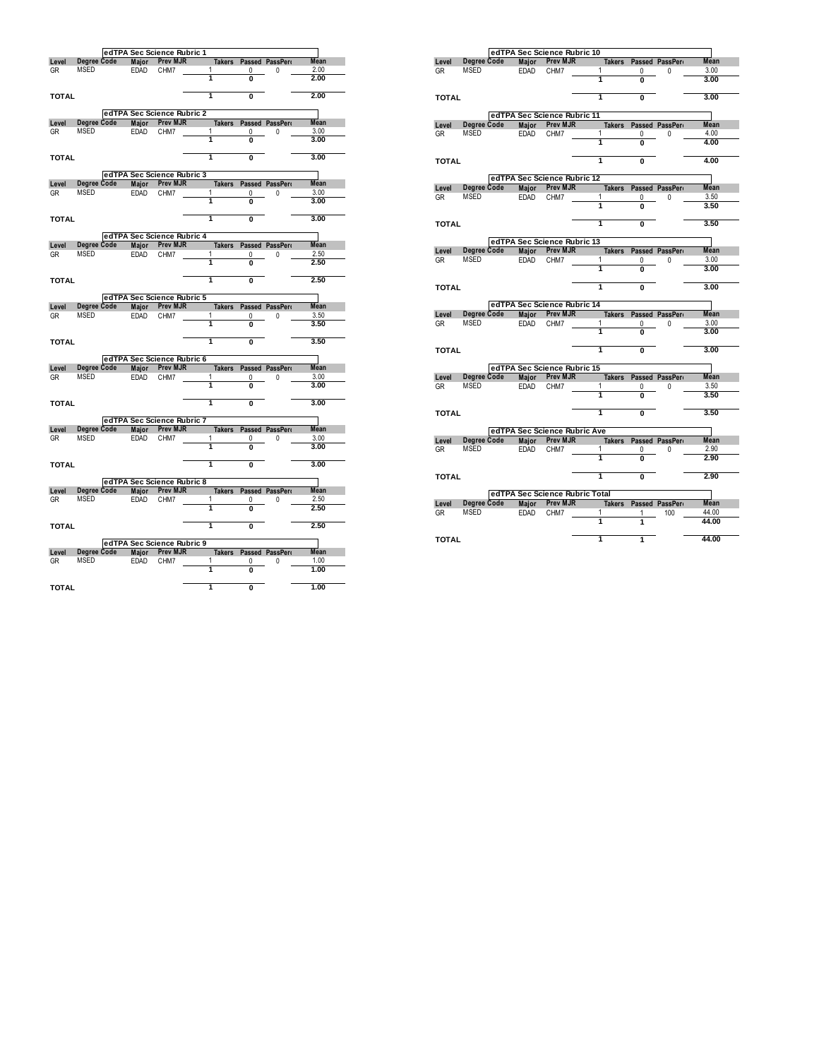### edTPA Sec Science Rubric 1

| Level | Degree Code | Major | Prev MJR | Takers | Passed | PassPerc | Mean |
|---|---|---|---|---|---|---|---|
| GR | MSED | EDAD | CHM7 | 1 | 0 | 0 | 2.00 |
| | | | | **1** | **0** | | **2.00** |
| **TOTAL** | | | | **1** | **0** | | **2.00** |

### edTPA Sec Science Rubric 2

| Level | Degree Code | Major | Prev MJR | Takers | Passed | PassPerc | Mean |
|---|---|---|---|---|---|---|---|
| GR | MSED | EDAD | CHM7 | 1 | 0 | 0 | 3.00 |
| | | | | **1** | **0** | | **3.00** |
| **TOTAL** | | | | **1** | **0** | | **3.00** |

### edTPA Sec Science Rubric 3

| Level | Degree Code | Major | Prev MJR | Takers | Passed | PassPerc | Mean |
|---|---|---|---|---|---|---|---|
| GR | MSED | EDAD | CHM7 | 1 | 0 | 0 | 3.00 |
| | | | | **1** | **0** | | **3.00** |
| **TOTAL** | | | | **1** | **0** | | **3.00** |

### edTPA Sec Science Rubric 4

| Level | Degree Code | Major | Prev MJR | Takers | Passed | PassPerc | Mean |
|---|---|---|---|---|---|---|---|
| GR | MSED | EDAD | CHM7 | 1 | 0 | 0 | 2.50 |
| | | | | **1** | **0** | | **2.50** |
| **TOTAL** | | | | **1** | **0** | | **2.50** |

### edTPA Sec Science Rubric 5

| Level | Degree Code | Major | Prev MJR | Takers | Passed | PassPerc | Mean |
|---|---|---|---|---|---|---|---|
| GR | MSED | EDAD | CHM7 | 1 | 0 | 0 | 3.50 |
| | | | | **1** | **0** | | **3.50** |
| **TOTAL** | | | | **1** | **0** | | **3.50** |

### edTPA Sec Science Rubric 6

| Level | Degree Code | Major | Prev MJR | Takers | Passed | PassPerc | Mean |
|---|---|---|---|---|---|---|---|
| GR | MSED | EDAD | CHM7 | 1 | 0 | 0 | 3.00 |
| | | | | **1** | **0** | | **3.00** |
| **TOTAL** | | | | **1** | **0** | | **3.00** |

### edTPA Sec Science Rubric 7

| Level | Degree Code | Major | Prev MJR | Takers | Passed | PassPerc | Mean |
|---|---|---|---|---|---|---|---|
| GR | MSED | EDAD | CHM7 | 1 | 0 | 0 | 3.00 |
| | | | | **1** | **0** | | **3.00** |
| **TOTAL** | | | | **1** | **0** | | **3.00** |

### edTPA Sec Science Rubric 8

| Level | Degree Code | Major | Prev MJR | Takers | Passed | PassPerc | Mean |
|---|---|---|---|---|---|---|---|
| GR | MSED | EDAD | CHM7 | 1 | 0 | 0 | 2.50 |
| | | | | **1** | **0** | | **2.50** |
| **TOTAL** | | | | **1** | **0** | | **2.50** |

### edTPA Sec Science Rubric 9

| Level | Degree Code | Major | Prev MJR | Takers | Passed | PassPerc | Mean |
|---|---|---|---|---|---|---|---|
| GR | MSED | EDAD | CHM7 | 1 | 0 | 0 | 1.00 |
| | | | | **1** | **0** | | **1.00** |
| **TOTAL** | | | | **1** | **0** | | **1.00** |

### edTPA Sec Science Rubric 10

| Level | Degree Code | Major | Prev MJR | Takers | Passed | PassPerc | Mean |
|---|---|---|---|---|---|---|---|
| GR | MSED | EDAD | CHM7 | 1 | 0 | 0 | 3.00 |
| | | | | **1** | **0** | | **3.00** |
| **TOTAL** | | | | **1** | **0** | | **3.00** |

### edTPA Sec Science Rubric 11

| Level | Degree Code | Major | Prev MJR | Takers | Passed | PassPerc | Mean |
|---|---|---|---|---|---|---|---|
| GR | MSED | EDAD | CHM7 | 1 | 0 | 0 | 4.00 |
| | | | | **1** | **0** | | **4.00** |
| **TOTAL** | | | | **1** | **0** | | **4.00** |

### edTPA Sec Science Rubric 12

| Level | Degree Code | Major | Prev MJR | Takers | Passed | PassPerc | Mean |
|---|---|---|---|---|---|---|---|
| GR | MSED | EDAD | CHM7 | 1 | 0 | 0 | 3.50 |
| | | | | **1** | **0** | | **3.50** |
| **TOTAL** | | | | **1** | **0** | | **3.50** |

### edTPA Sec Science Rubric 13

| Level | Degree Code | Major | Prev MJR | Takers | Passed | PassPerc | Mean |
|---|---|---|---|---|---|---|---|
| GR | MSED | EDAD | CHM7 | 1 | 0 | 0 | 3.00 |
| | | | | **1** | **0** | | **3.00** |
| **TOTAL** | | | | **1** | **0** | | **3.00** |

### edTPA Sec Science Rubric 14

| Level | Degree Code | Major | Prev MJR | Takers | Passed | PassPerc | Mean |
|---|---|---|---|---|---|---|---|
| GR | MSED | EDAD | CHM7 | 1 | 0 | 0 | 3.00 |
| | | | | **1** | **0** | | **3.00** |
| **TOTAL** | | | | **1** | **0** | | **3.00** |

### edTPA Sec Science Rubric 15

| Level | Degree Code | Major | Prev MJR | Takers | Passed | PassPerc | Mean |
|---|---|---|---|---|---|---|---|
| GR | MSED | EDAD | CHM7 | 1 | 0 | 0 | 3.50 |
| | | | | **1** | **0** | | **3.50** |
| **TOTAL** | | | | **1** | **0** | | **3.50** |

### edTPA Sec Science Rubric Ave

| Level | Degree Code | Major | Prev MJR | Takers | Passed | PassPerc | Mean |
|---|---|---|---|---|---|---|---|
| GR | MSED | EDAD | CHM7 | 1 | 0 | 0 | 2.90 |
| | | | | **1** | **0** | | **2.90** |
| **TOTAL** | | | | **1** | **0** | | **2.90** |

### edTPA Sec Science Rubric Total

| Level | Degree Code | Major | Prev MJR | Takers | Passed | PassPerc | Mean |
|---|---|---|---|---|---|---|---|
| GR | MSED | EDAD | CHM7 | 1 | 1 | 100 | 44.00 |
| | | | | **1** | **1** | | **44.00** |
| **TOTAL** | | | | **1** | **1** | | **44.00** |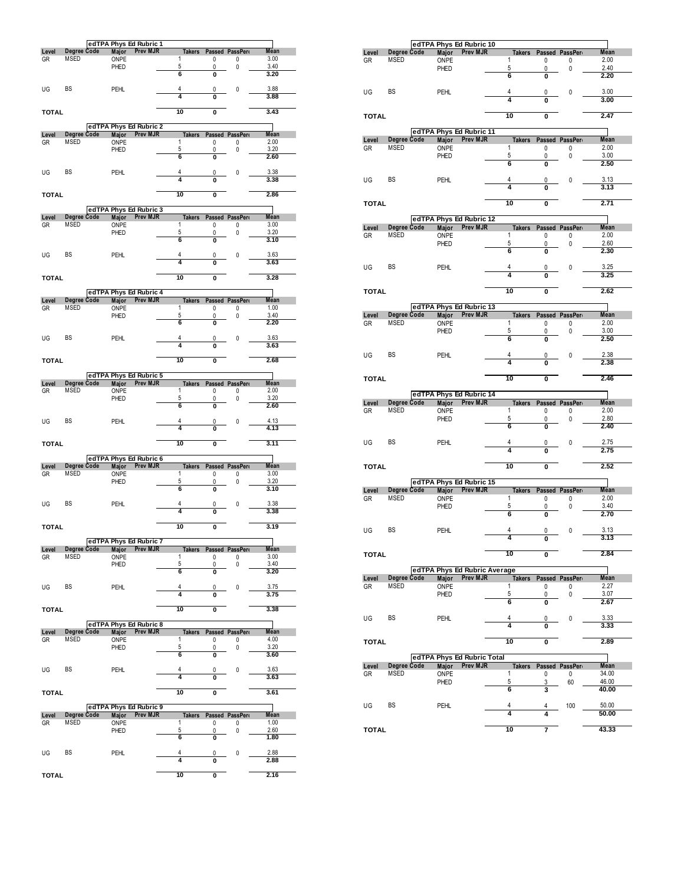## edTPA Phys Ed Rubric 1

| Level | Degree Code | Major | Prev MJR | Takers | Passed | PassPer | Mean |
|---|---|---|---|---|---|---|---|
| GR | MSED | ONPE | | 1 | 0 | 0 | 3.00 |
| | | PHED | | 5 | 0 | 0 | 3.40 |
| | | | | **6** | **0** | | **3.20** |
| UG | BS | PEHL | | 4 | 0 | 0 | 3.88 |
| | | | | **4** | **0** | | **3.88** |
| **TOTAL** | | | | **10** | **0** | | **3.43** |

## edTPA Phys Ed Rubric 2

| Level | Degree Code | Major | Prev MJR | Takers | Passed | PassPer | Mean |
|---|---|---|---|---|---|---|---|
| GR | MSED | ONPE | | 1 | 0 | 0 | 2.00 |
| | | PHED | | 5 | 0 | 0 | 3.20 |
| | | | | **6** | **0** | | **2.60** |
| UG | BS | PEHL | | 4 | 0 | 0 | 3.38 |
| | | | | **4** | **0** | | **3.38** |
| **TOTAL** | | | | **10** | **0** | | **2.86** |

## edTPA Phys Ed Rubric 3

| Level | Degree Code | Major | Prev MJR | Takers | Passed | PassPer | Mean |
|---|---|---|---|---|---|---|---|
| GR | MSED | ONPE | | 1 | 0 | 0 | 3.00 |
| | | PHED | | 5 | 0 | 0 | 3.20 |
| | | | | **6** | **0** | | **3.10** |
| UG | BS | PEHL | | 4 | 0 | 0 | 3.63 |
| | | | | **4** | **0** | | **3.63** |
| **TOTAL** | | | | **10** | **0** | | **3.28** |

## edTPA Phys Ed Rubric 4

| Level | Degree Code | Major | Prev MJR | Takers | Passed | PassPer | Mean |
|---|---|---|---|---|---|---|---|
| GR | MSED | ONPE | | 1 | 0 | 0 | 1.00 |
| | | PHED | | 5 | 0 | 0 | 3.40 |
| | | | | **6** | **0** | | **2.20** |
| UG | BS | PEHL | | 4 | 0 | 0 | 3.63 |
| | | | | **4** | **0** | | **3.63** |
| **TOTAL** | | | | **10** | **0** | | **2.68** |

## edTPA Phys Ed Rubric 5

| Level | Degree Code | Major | Prev MJR | Takers | Passed | PassPer | Mean |
|---|---|---|---|---|---|---|---|
| GR | MSED | ONPE | | 1 | 0 | 0 | 2.00 |
| | | PHED | | 5 | 0 | 0 | 3.20 |
| | | | | **6** | **0** | | **2.60** |
| UG | BS | PEHL | | 4 | 0 | 0 | 4.13 |
| | | | | **4** | **0** | | **4.13** |
| **TOTAL** | | | | **10** | **0** | | **3.11** |

## edTPA Phys Ed Rubric 6

| Level | Degree Code | Major | Prev MJR | Takers | Passed | PassPer | Mean |
|---|---|---|---|---|---|---|---|
| GR | MSED | ONPE | | 1 | 0 | 0 | 3.00 |
| | | PHED | | 5 | 0 | 0 | 3.20 |
| | | | | **6** | **0** | | **3.10** |
| UG | BS | PEHL | | 4 | 0 | 0 | 3.38 |
| | | | | **4** | **0** | | **3.38** |
| **TOTAL** | | | | **10** | **0** | | **3.19** |

## edTPA Phys Ed Rubric 7

| Level | Degree Code | Major | Prev MJR | Takers | Passed | PassPer | Mean |
|---|---|---|---|---|---|---|---|
| GR | MSED | ONPE | | 1 | 0 | 0 | 3.00 |
| | | PHED | | 5 | 0 | 0 | 3.40 |
| | | | | **6** | **0** | | **3.20** |
| UG | BS | PEHL | | 4 | 0 | 0 | 3.75 |
| | | | | **4** | **0** | | **3.75** |
| **TOTAL** | | | | **10** | **0** | | **3.38** |

## edTPA Phys Ed Rubric 8

| Level | Degree Code | Major | Prev MJR | Takers | Passed | PassPer | Mean |
|---|---|---|---|---|---|---|---|
| GR | MSED | ONPE | | 1 | 0 | 0 | 4.00 |
| | | PHED | | 5 | 0 | 0 | 3.20 |
| | | | | **6** | **0** | | **3.60** |
| UG | BS | PEHL | | 4 | 0 | 0 | 3.63 |
| | | | | **4** | **0** | | **3.63** |
| **TOTAL** | | | | **10** | **0** | | **3.61** |

## edTPA Phys Ed Rubric 9

| Level | Degree Code | Major | Prev MJR | Takers | Passed | PassPer | Mean |
|---|---|---|---|---|---|---|---|
| GR | MSED | ONPE | | 1 | 0 | 0 | 1.00 |
| | | PHED | | 5 | 0 | 0 | 2.60 |
| | | | | **6** | **0** | | **1.80** |
| UG | BS | PEHL | | 4 | 0 | 0 | 2.88 |
| | | | | **4** | **0** | | **2.88** |
| **TOTAL** | | | | **10** | **0** | | **2.16** |

## edTPA Phys Ed Rubric 10

| Level | Degree Code | Major | Prev MJR | Takers | Passed | PassPer | Mean |
|---|---|---|---|---|---|---|---|
| GR | MSED | ONPE | | 1 | 0 | 0 | 2.00 |
| | | PHED | | 5 | 0 | 0 | 2.40 |
| | | | | **6** | **0** | | **2.20** |
| UG | BS | PEHL | | 4 | 0 | 0 | 3.00 |
| | | | | **4** | **0** | | **3.00** |
| **TOTAL** | | | | **10** | **0** | | **2.47** |

## edTPA Phys Ed Rubric 11

| Level | Degree Code | Major | Prev MJR | Takers | Passed | PassPer | Mean |
|---|---|---|---|---|---|---|---|
| GR | MSED | ONPE | | 1 | 0 | 0 | 2.00 |
| | | PHED | | 5 | 0 | 0 | 3.00 |
| | | | | **6** | **0** | | **2.50** |
| UG | BS | PEHL | | 4 | 0 | 0 | 3.13 |
| | | | | **4** | **0** | | **3.13** |
| **TOTAL** | | | | **10** | **0** | | **2.71** |

## edTPA Phys Ed Rubric 12

| Level | Degree Code | Major | Prev MJR | Takers | Passed | PassPer | Mean |
|---|---|---|---|---|---|---|---|
| GR | MSED | ONPE | | 1 | 0 | 0 | 2.00 |
| | | PHED | | 5 | 0 | 0 | 2.60 |
| | | | | **6** | **0** | | **2.30** |
| UG | BS | PEHL | | 4 | 0 | 0 | 3.25 |
| | | | | **4** | **0** | | **3.25** |
| **TOTAL** | | | | **10** | **0** | | **2.62** |

## edTPA Phys Ed Rubric 13

| Level | Degree Code | Major | Prev MJR | Takers | Passed | PassPer | Mean |
|---|---|---|---|---|---|---|---|
| GR | MSED | ONPE | | 1 | 0 | 0 | 2.00 |
| | | PHED | | 5 | 0 | 0 | 3.00 |
| | | | | **6** | **0** | | **2.50** |
| UG | BS | PEHL | | 4 | 0 | 0 | 2.38 |
| | | | | **4** | **0** | | **2.38** |
| **TOTAL** | | | | **10** | **0** | | **2.46** |

## edTPA Phys Ed Rubric 14

| Level | Degree Code | Major | Prev MJR | Takers | Passed | PassPer | Mean |
|---|---|---|---|---|---|---|---|
| GR | MSED | ONPE | | 1 | 0 | 0 | 2.00 |
| | | PHED | | 5 | 0 | 0 | 2.80 |
| | | | | **6** | **0** | | **2.40** |
| UG | BS | PEHL | | 4 | 0 | 0 | 2.75 |
| | | | | **4** | **0** | | **2.75** |
| **TOTAL** | | | | **10** | **0** | | **2.52** |

## edTPA Phys Ed Rubric 15

| Level | Degree Code | Major | Prev MJR | Takers | Passed | PassPer | Mean |
|---|---|---|---|---|---|---|---|
| GR | MSED | ONPE | | 1 | 0 | 0 | 2.00 |
| | | PHED | | 5 | 0 | 0 | 3.40 |
| | | | | **6** | **0** | | **2.70** |
| UG | BS | PEHL | | 4 | 0 | 0 | 3.13 |
| | | | | **4** | **0** | | **3.13** |
| **TOTAL** | | | | **10** | **0** | | **2.84** |

## edTPA Phys Ed Rubric Average

| Level | Degree Code | Major | Prev MJR | Takers | Passed | PassPer | Mean |
|---|---|---|---|---|---|---|---|
| GR | MSED | ONPE | | 1 | 0 | 0 | 2.27 |
| | | PHED | | 5 | 0 | 0 | 3.07 |
| | | | | **6** | **0** | | **2.67** |
| UG | BS | PEHL | | 4 | 0 | 0 | 3.33 |
| | | | | **4** | **0** | | **3.33** |
| **TOTAL** | | | | **10** | **0** | | **2.89** |

## edTPA Phys Ed Rubric Total

| Level | Degree Code | Major | Prev MJR | Takers | Passed | PassPer | Mean |
|---|---|---|---|---|---|---|---|
| GR | MSED | ONPE | | 1 | 0 | 0 | 34.00 |
| | | PHED | | 5 | 3 | 60 | 46.00 |
| | | | | **6** | **3** | | **40.00** |
| UG | BS | PEHL | | 4 | 4 | 100 | 50.00 |
| | | | | **4** | **4** | | **50.00** |
| **TOTAL** | | | | **10** | **7** | | **43.33** |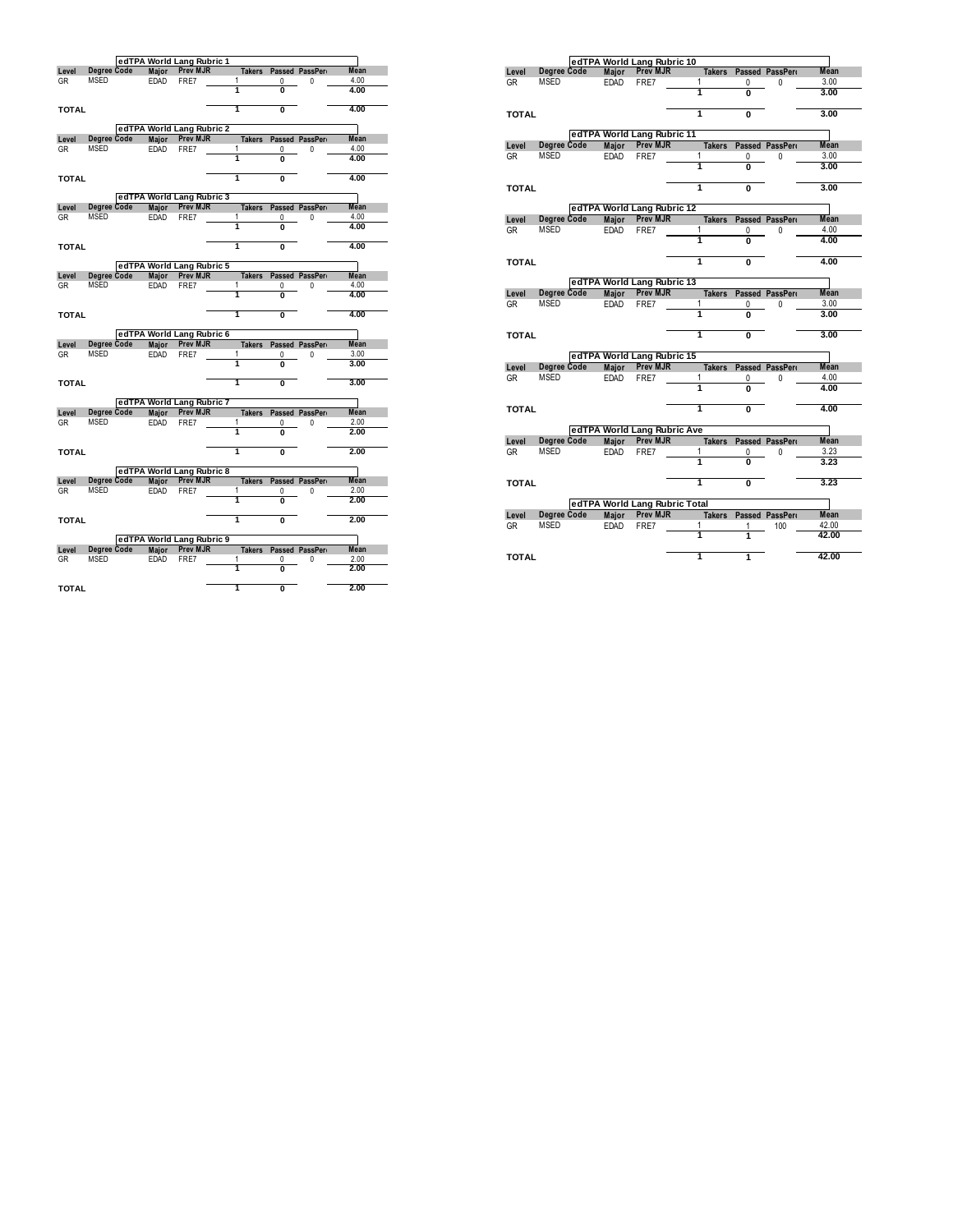## edTPA World Lang Rubric 1

| Level | Degree Code | Major | Prev MJR | Takers | Passed | PassPerc | Mean |
|---|---|---|---|---|---|---|---|
| GR | MSED | EDAD | FRE7 | 1 | 0 | 0 | 4.00 |
| | | | | **1** | **0** | | **4.00** |
| **TOTAL** | | | | **1** | **0** | | **4.00** |

## edTPA World Lang Rubric 2

| Level | Degree Code | Major | Prev MJR | Takers | Passed | PassPerc | Mean |
|---|---|---|---|---|---|---|---|
| GR | MSED | EDAD | FRE7 | 1 | 0 | 0 | 4.00 |
| | | | | **1** | **0** | | **4.00** |
| **TOTAL** | | | | **1** | **0** | | **4.00** |

## edTPA World Lang Rubric 3

| Level | Degree Code | Major | Prev MJR | Takers | Passed | PassPerc | Mean |
|---|---|---|---|---|---|---|---|
| GR | MSED | EDAD | FRE7 | 1 | 0 | 0 | 4.00 |
| | | | | **1** | **0** | | **4.00** |
| **TOTAL** | | | | **1** | **0** | | **4.00** |

## edTPA World Lang Rubric 5

| Level | Degree Code | Major | Prev MJR | Takers | Passed | PassPerc | Mean |
|---|---|---|---|---|---|---|---|
| GR | MSED | EDAD | FRE7 | 1 | 0 | 0 | 4.00 |
| | | | | **1** | **0** | | **4.00** |
| **TOTAL** | | | | **1** | **0** | | **4.00** |

## edTPA World Lang Rubric 6

| Level | Degree Code | Major | Prev MJR | Takers | Passed | PassPerc | Mean |
|---|---|---|---|---|---|---|---|
| GR | MSED | EDAD | FRE7 | 1 | 0 | 0 | 3.00 |
| | | | | **1** | **0** | | **3.00** |
| **TOTAL** | | | | **1** | **0** | | **3.00** |

## edTPA World Lang Rubric 7

| Level | Degree Code | Major | Prev MJR | Takers | Passed | PassPerc | Mean |
|---|---|---|---|---|---|---|---|
| GR | MSED | EDAD | FRE7 | 1 | 0 | 0 | 2.00 |
| | | | | **1** | **0** | | **2.00** |
| **TOTAL** | | | | **1** | **0** | | **2.00** |

## edTPA World Lang Rubric 8

| Level | Degree Code | Major | Prev MJR | Takers | Passed | PassPerc | Mean |
|---|---|---|---|---|---|---|---|
| GR | MSED | EDAD | FRE7 | 1 | 0 | 0 | 2.00 |
| | | | | **1** | **0** | | **2.00** |
| **TOTAL** | | | | **1** | **0** | | **2.00** |

## edTPA World Lang Rubric 9

| Level | Degree Code | Major | Prev MJR | Takers | Passed | PassPerc | Mean |
|---|---|---|---|---|---|---|---|
| GR | MSED | EDAD | FRE7 | 1 | 0 | 0 | 2.00 |
| | | | | **1** | **0** | | **2.00** |
| **TOTAL** | | | | **1** | **0** | | **2.00** |

## edTPA World Lang Rubric 10

| Level | Degree Code | Major | Prev MJR | Takers | Passed | PassPerc | Mean |
|---|---|---|---|---|---|---|---|
| GR | MSED | EDAD | FRE7 | 1 | 0 | 0 | 3.00 |
| | | | | **1** | **0** | | **3.00** |
| **TOTAL** | | | | **1** | **0** | | **3.00** |

## edTPA World Lang Rubric 11

| Level | Degree Code | Major | Prev MJR | Takers | Passed | PassPerc | Mean |
|---|---|---|---|---|---|---|---|
| GR | MSED | EDAD | FRE7 | 1 | 0 | 0 | 3.00 |
| | | | | **1** | **0** | | **3.00** |
| **TOTAL** | | | | **1** | **0** | | **3.00** |

## edTPA World Lang Rubric 12

| Level | Degree Code | Major | Prev MJR | Takers | Passed | PassPerc | Mean |
|---|---|---|---|---|---|---|---|
| GR | MSED | EDAD | FRE7 | 1 | 0 | 0 | 4.00 |
| | | | | **1** | **0** | | **4.00** |
| **TOTAL** | | | | **1** | **0** | | **4.00** |

## edTPA World Lang Rubric 13

| Level | Degree Code | Major | Prev MJR | Takers | Passed | PassPerc | Mean |
|---|---|---|---|---|---|---|---|
| GR | MSED | EDAD | FRE7 | 1 | 0 | 0 | 3.00 |
| | | | | **1** | **0** | | **3.00** |
| **TOTAL** | | | | **1** | **0** | | **3.00** |

## edTPA World Lang Rubric 15

| Level | Degree Code | Major | Prev MJR | Takers | Passed | PassPerc | Mean |
|---|---|---|---|---|---|---|---|
| GR | MSED | EDAD | FRE7 | 1 | 0 | 0 | 4.00 |
| | | | | **1** | **0** | | **4.00** |
| **TOTAL** | | | | **1** | **0** | | **4.00** |

## edTPA World Lang Rubric Ave

| Level | Degree Code | Major | Prev MJR | Takers | Passed | PassPerc | Mean |
|---|---|---|---|---|---|---|---|
| GR | MSED | EDAD | FRE7 | 1 | 0 | 0 | 3.23 |
| | | | | **1** | **0** | | **3.23** |
| **TOTAL** | | | | **1** | **0** | | **3.23** |

## edTPA World Lang Rubric Total

| Level | Degree Code | Major | Prev MJR | Takers | Passed | PassPerc | Mean |
|---|---|---|---|---|---|---|---|
| GR | MSED | EDAD | FRE7 | 1 | 1 | 100 | 42.00 |
| | | | | **1** | **1** | | **42.00** |
| **TOTAL** | | | | **1** | **1** | | **42.00** |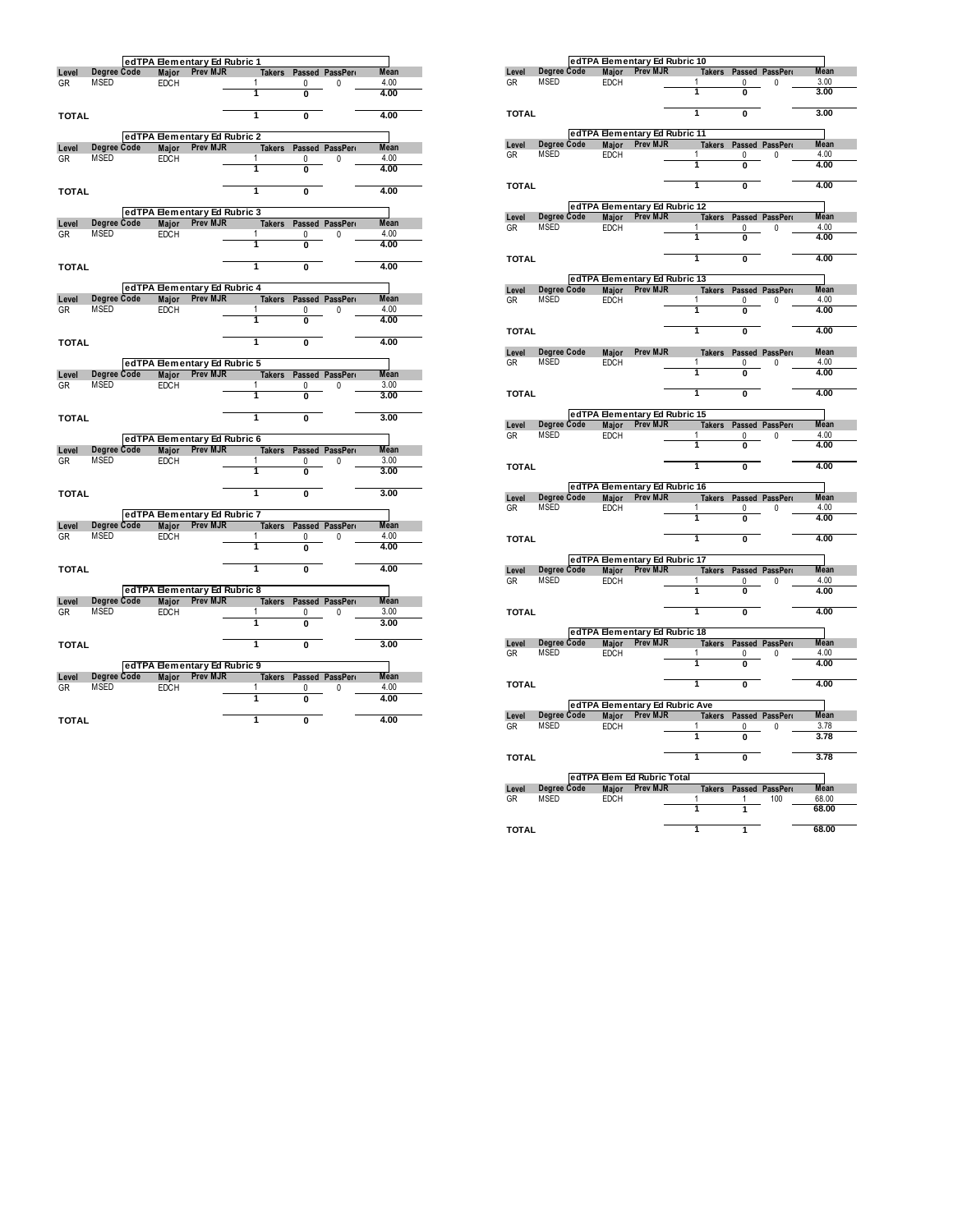### edTPA Elementary Ed Rubric 1

| Level | Degree Code | Major | Prev MJR | Takers | Passed | PassPerc | Mean |
|---|---|---|---|---|---|---|---|
| GR | MSED | EDCH | | 1 | 0 | 0 | 4.00 |
| | | | | 1 | 0 | | 4.00 |
| TOTAL | | | | 1 | 0 | | 4.00 |

### edTPA Elementary Ed Rubric 2

| Level | Degree Code | Major | Prev MJR | Takers | Passed | PassPerc | Mean |
|---|---|---|---|---|---|---|---|
| GR | MSED | EDCH | | 1 | 0 | 0 | 4.00 |
| | | | | 1 | 0 | | 4.00 |
| TOTAL | | | | 1 | 0 | | 4.00 |

### edTPA Elementary Ed Rubric 3

| Level | Degree Code | Major | Prev MJR | Takers | Passed | PassPerc | Mean |
|---|---|---|---|---|---|---|---|
| GR | MSED | EDCH | | 1 | 0 | 0 | 4.00 |
| | | | | 1 | 0 | | 4.00 |
| TOTAL | | | | 1 | 0 | | 4.00 |

### edTPA Elementary Ed Rubric 4

| Level | Degree Code | Major | Prev MJR | Takers | Passed | PassPerc | Mean |
|---|---|---|---|---|---|---|---|
| GR | MSED | EDCH | | 1 | 0 | 0 | 4.00 |
| | | | | 1 | 0 | | 4.00 |
| TOTAL | | | | 1 | 0 | | 4.00 |

### edTPA Elementary Ed Rubric 5

| Level | Degree Code | Major | Prev MJR | Takers | Passed | PassPerc | Mean |
|---|---|---|---|---|---|---|---|
| GR | MSED | EDCH | | 1 | 0 | 0 | 3.00 |
| | | | | 1 | 0 | | 3.00 |
| TOTAL | | | | 1 | 0 | | 3.00 |

### edTPA Elementary Ed Rubric 6

| Level | Degree Code | Major | Prev MJR | Takers | Passed | PassPerc | Mean |
|---|---|---|---|---|---|---|---|
| GR | MSED | EDCH | | 1 | 0 | 0 | 3.00 |
| | | | | 1 | 0 | | 3.00 |
| TOTAL | | | | 1 | 0 | | 3.00 |

### edTPA Elementary Ed Rubric 7

| Level | Degree Code | Major | Prev MJR | Takers | Passed | PassPerc | Mean |
|---|---|---|---|---|---|---|---|
| GR | MSED | EDCH | | 1 | 0 | 0 | 4.00 |
| | | | | 1 | 0 | | 4.00 |
| TOTAL | | | | 1 | 0 | | 4.00 |

### edTPA Elementary Ed Rubric 8

| Level | Degree Code | Major | Prev MJR | Takers | Passed | PassPerc | Mean |
|---|---|---|---|---|---|---|---|
| GR | MSED | EDCH | | 1 | 0 | 0 | 3.00 |
| | | | | 1 | 0 | | 3.00 |
| TOTAL | | | | 1 | 0 | | 3.00 |

### edTPA Elementary Ed Rubric 9

| Level | Degree Code | Major | Prev MJR | Takers | Passed | PassPerc | Mean |
|---|---|---|---|---|---|---|---|
| GR | MSED | EDCH | | 1 | 0 | 0 | 4.00 |
| | | | | 1 | 0 | | 4.00 |
| TOTAL | | | | 1 | 0 | | 4.00 |

### edTPA Elementary Ed Rubric 10

| Level | Degree Code | Major | Prev MJR | Takers | Passed | PassPerc | Mean |
|---|---|---|---|---|---|---|---|
| GR | MSED | EDCH | | 1 | 0 | 0 | 3.00 |
| | | | | 1 | 0 | | 3.00 |
| TOTAL | | | | 1 | 0 | | 3.00 |

### edTPA Elementary Ed Rubric 11

| Level | Degree Code | Major | Prev MJR | Takers | Passed | PassPerc | Mean |
|---|---|---|---|---|---|---|---|
| GR | MSED | EDCH | | 1 | 0 | 0 | 4.00 |
| | | | | 1 | 0 | | 4.00 |
| TOTAL | | | | 1 | 0 | | 4.00 |

### edTPA Elementary Ed Rubric 12

| Level | Degree Code | Major | Prev MJR | Takers | Passed | PassPerc | Mean |
|---|---|---|---|---|---|---|---|
| GR | MSED | EDCH | | 1 | 0 | 0 | 4.00 |
| | | | | 1 | 0 | | 4.00 |
| TOTAL | | | | 1 | 0 | | 4.00 |

### edTPA Elementary Ed Rubric 13

| Level | Degree Code | Major | Prev MJR | Takers | Passed | PassPerc | Mean |
|---|---|---|---|---|---|---|---|
| GR | MSED | EDCH | | 1 | 0 | 0 | 4.00 |
| | | | | 1 | 0 | | 4.00 |
| TOTAL | | | | 1 | 0 | | 4.00 |

| Level | Degree Code | Major | Prev MJR | Takers | Passed | PassPerc | Mean |
|---|---|---|---|---|---|---|---|
| GR | MSED | EDCH | | 1 | 0 | 0 | 4.00 |
| | | | | 1 | 0 | | 4.00 |
| TOTAL | | | | 1 | 0 | | 4.00 |

### edTPA Elementary Ed Rubric 15

| Level | Degree Code | Major | Prev MJR | Takers | Passed | PassPerc | Mean |
|---|---|---|---|---|---|---|---|
| GR | MSED | EDCH | | 1 | 0 | 0 | 4.00 |
| | | | | 1 | 0 | | 4.00 |
| TOTAL | | | | 1 | 0 | | 4.00 |

### edTPA Elementary Ed Rubric 16

| Level | Degree Code | Major | Prev MJR | Takers | Passed | PassPerc | Mean |
|---|---|---|---|---|---|---|---|
| GR | MSED | EDCH | | 1 | 0 | 0 | 4.00 |
| | | | | 1 | 0 | | 4.00 |
| TOTAL | | | | 1 | 0 | | 4.00 |

### edTPA Elementary Ed Rubric 17

| Level | Degree Code | Major | Prev MJR | Takers | Passed | PassPerc | Mean |
|---|---|---|---|---|---|---|---|
| GR | MSED | EDCH | | 1 | 0 | 0 | 4.00 |
| | | | | 1 | 0 | | 4.00 |
| TOTAL | | | | 1 | 0 | | 4.00 |

### edTPA Elementary Ed Rubric 18

| Level | Degree Code | Major | Prev MJR | Takers | Passed | PassPerc | Mean |
|---|---|---|---|---|---|---|---|
| GR | MSED | EDCH | | 1 | 0 | 0 | 4.00 |
| | | | | 1 | 0 | | 4.00 |
| TOTAL | | | | 1 | 0 | | 4.00 |

### edTPA Elementary Ed Rubric Ave

| Level | Degree Code | Major | Prev MJR | Takers | Passed | PassPerc | Mean |
|---|---|---|---|---|---|---|---|
| GR | MSED | EDCH | | 1 | 0 | 0 | 3.78 |
| | | | | 1 | 0 | | 3.78 |
| TOTAL | | | | 1 | 0 | | 3.78 |

### edTPA Elem Ed Rubric Total

| Level | Degree Code | Major | Prev MJR | Takers | Passed | PassPerc | Mean |
|---|---|---|---|---|---|---|---|
| GR | MSED | EDCH | | 1 | 1 | 100 | 68.00 |
| | | | | 1 | 1 | | 68.00 |
| TOTAL | | | | 1 | 1 | | 68.00 |